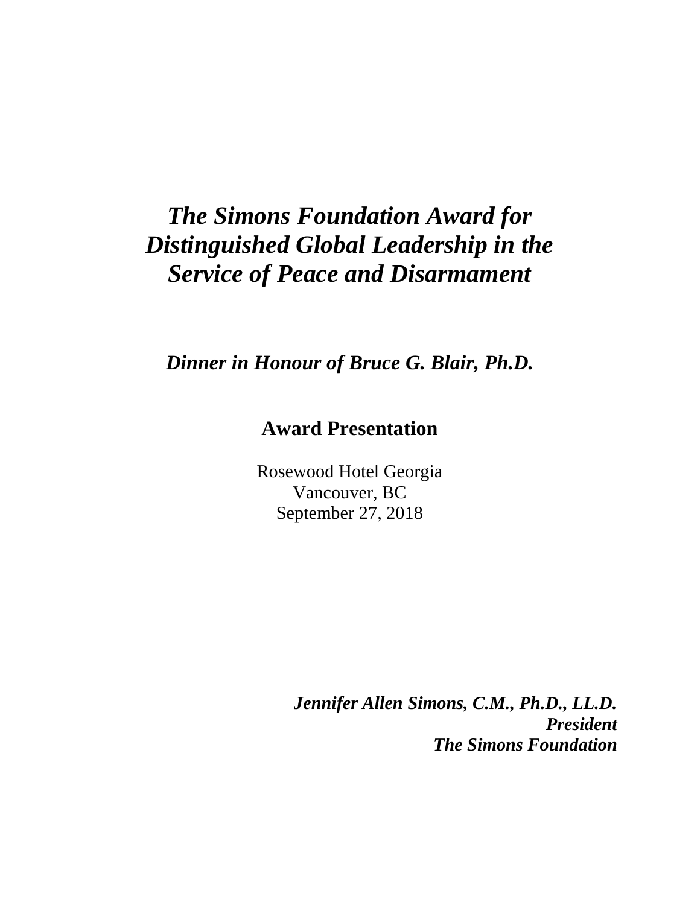# *The Simons Foundation Award for Distinguished Global Leadership in the Service of Peace and Disarmament*

## *Dinner in Honour of Bruce G. Blair, Ph.D.*

## Award Presentation

Rosewood Hotel Georgia
Vancouver, BC
September 27, 2018

***Jennifer Allen Simons, C.M., Ph.D., LL.D.***
***President***
***The Simons Foundation***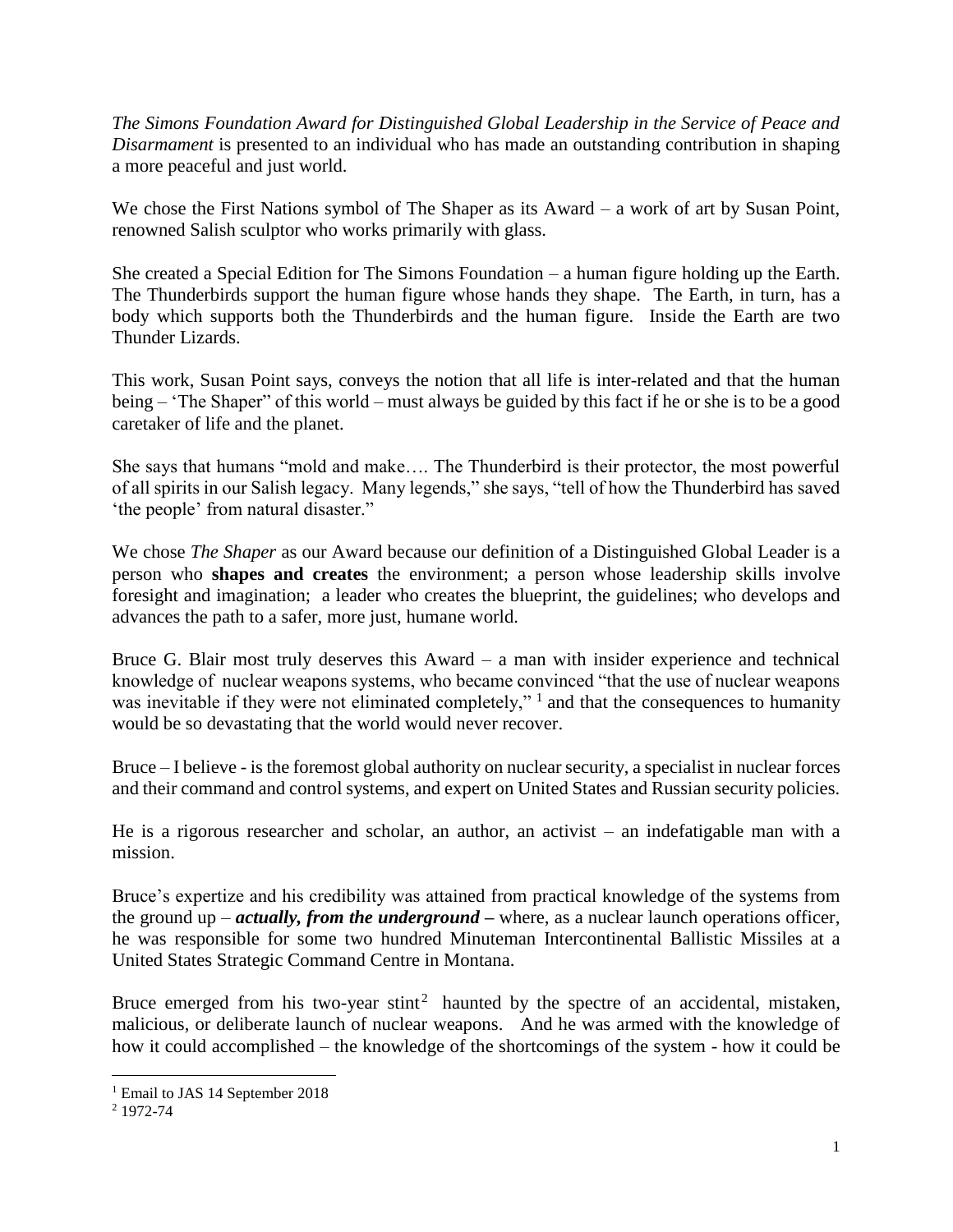*The Simons Foundation Award for Distinguished Global Leadership in the Service of Peace and Disarmament* is presented to an individual who has made an outstanding contribution in shaping a more peaceful and just world.

We chose the First Nations symbol of The Shaper as its Award – a work of art by Susan Point, renowned Salish sculptor who works primarily with glass.

She created a Special Edition for The Simons Foundation – a human figure holding up the Earth. The Thunderbirds support the human figure whose hands they shape. The Earth, in turn, has a body which supports both the Thunderbirds and the human figure. Inside the Earth are two Thunder Lizards.

This work, Susan Point says, conveys the notion that all life is inter-related and that the human being – 'The Shaper" of this world – must always be guided by this fact if he or she is to be a good caretaker of life and the planet.

She says that humans "mold and make…. The Thunderbird is their protector, the most powerful of all spirits in our Salish legacy. Many legends," she says, "tell of how the Thunderbird has saved 'the people' from natural disaster."

We chose *The Shaper* as our Award because our definition of a Distinguished Global Leader is a person who **shapes and creates** the environment; a person whose leadership skills involve foresight and imagination; a leader who creates the blueprint, the guidelines; who develops and advances the path to a safer, more just, humane world.

Bruce G. Blair most truly deserves this Award – a man with insider experience and technical knowledge of nuclear weapons systems, who became convinced "that the use of nuclear weapons was inevitable if they were not eliminated completely," [1] and that the consequences to humanity would be so devastating that the world would never recover.

Bruce – I believe - is the foremost global authority on nuclear security, a specialist in nuclear forces and their command and control systems, and expert on United States and Russian security policies.

He is a rigorous researcher and scholar, an author, an activist – an indefatigable man with a mission.

Bruce's expertize and his credibility was attained from practical knowledge of the systems from the ground up – ***actually, from the underground –*** where, as a nuclear launch operations officer, he was responsible for some two hundred Minuteman Intercontinental Ballistic Missiles at a United States Strategic Command Centre in Montana.

Bruce emerged from his two-year stint[2] haunted by the spectre of an accidental, mistaken, malicious, or deliberate launch of nuclear weapons. And he was armed with the knowledge of how it could accomplished – the knowledge of the shortcomings of the system - how it could be

---

[1] Email to JAS 14 September 2018

[2] 1972-74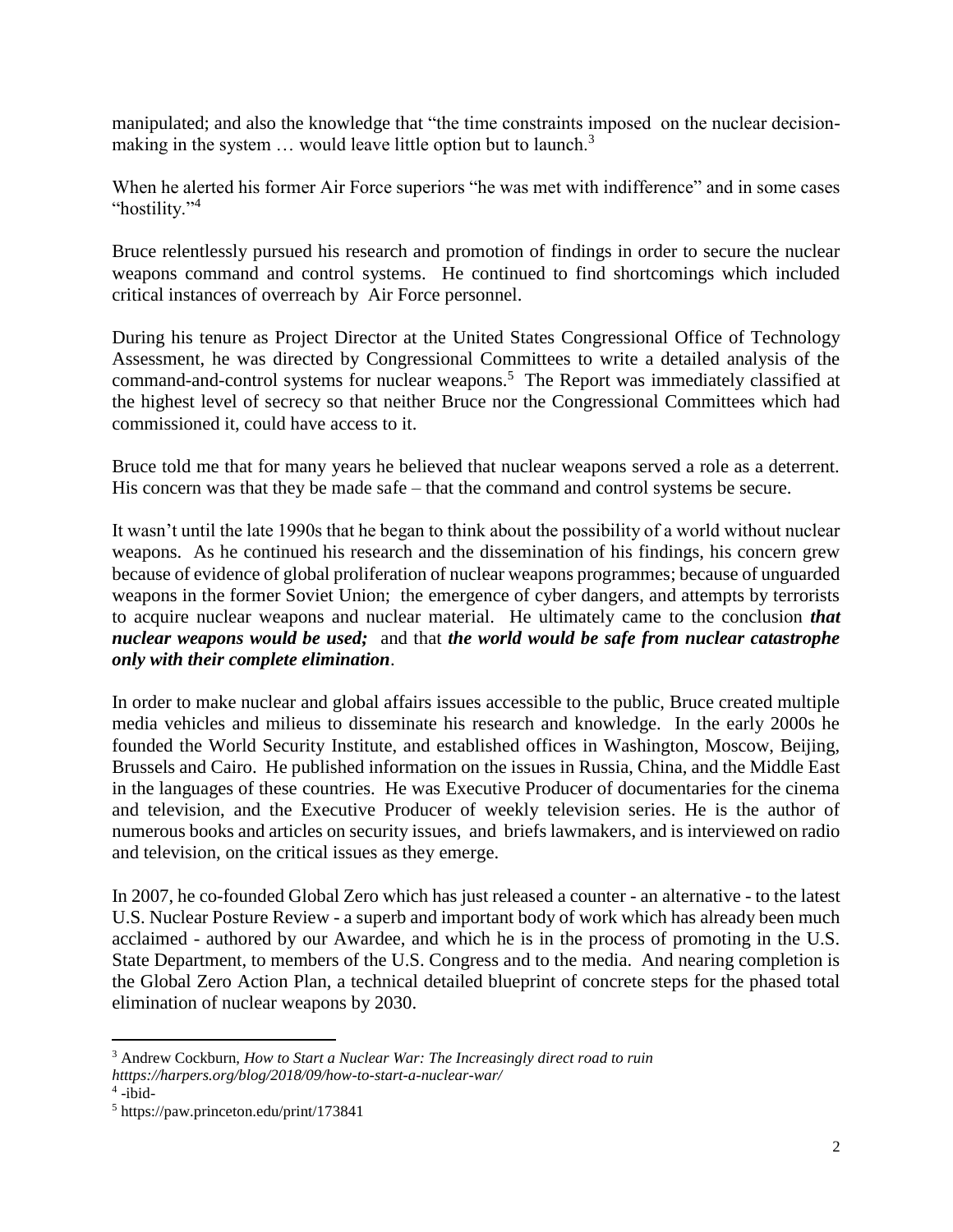manipulated; and also the knowledge that "the time constraints imposed on the nuclear decision-making in the system … would leave little option but to launch.[3]

When he alerted his former Air Force superiors "he was met with indifference" and in some cases "hostility."[4]

Bruce relentlessly pursued his research and promotion of findings in order to secure the nuclear weapons command and control systems. He continued to find shortcomings which included critical instances of overreach by Air Force personnel.

During his tenure as Project Director at the United States Congressional Office of Technology Assessment, he was directed by Congressional Committees to write a detailed analysis of the command-and-control systems for nuclear weapons.[5] The Report was immediately classified at the highest level of secrecy so that neither Bruce nor the Congressional Committees which had commissioned it, could have access to it.

Bruce told me that for many years he believed that nuclear weapons served a role as a deterrent. His concern was that they be made safe – that the command and control systems be secure.

It wasn't until the late 1990s that he began to think about the possibility of a world without nuclear weapons. As he continued his research and the dissemination of his findings, his concern grew because of evidence of global proliferation of nuclear weapons programmes; because of unguarded weapons in the former Soviet Union; the emergence of cyber dangers, and attempts by terrorists to acquire nuclear weapons and nuclear material. He ultimately came to the conclusion ***that nuclear weapons would be used;*** and that ***the world would be safe from nuclear catastrophe only with their complete elimination***.

In order to make nuclear and global affairs issues accessible to the public, Bruce created multiple media vehicles and milieus to disseminate his research and knowledge. In the early 2000s he founded the World Security Institute, and established offices in Washington, Moscow, Beijing, Brussels and Cairo. He published information on the issues in Russia, China, and the Middle East in the languages of these countries. He was Executive Producer of documentaries for the cinema and television, and the Executive Producer of weekly television series. He is the author of numerous books and articles on security issues, and briefs lawmakers, and is interviewed on radio and television, on the critical issues as they emerge.

In 2007, he co-founded Global Zero which has just released a counter - an alternative - to the latest U.S. Nuclear Posture Review - a superb and important body of work which has already been much acclaimed - authored by our Awardee, and which he is in the process of promoting in the U.S. State Department, to members of the U.S. Congress and to the media. And nearing completion is the Global Zero Action Plan, a technical detailed blueprint of concrete steps for the phased total elimination of nuclear weapons by 2030.

---

[3] Andrew Cockburn, *How to Start a Nuclear War: The Increasingly direct road to ruin htttps://harpers.org/blog/2018/09/how-to-start-a-nuclear-war/*

[4] -ibid-

[5] https://paw.princeton.edu/print/173841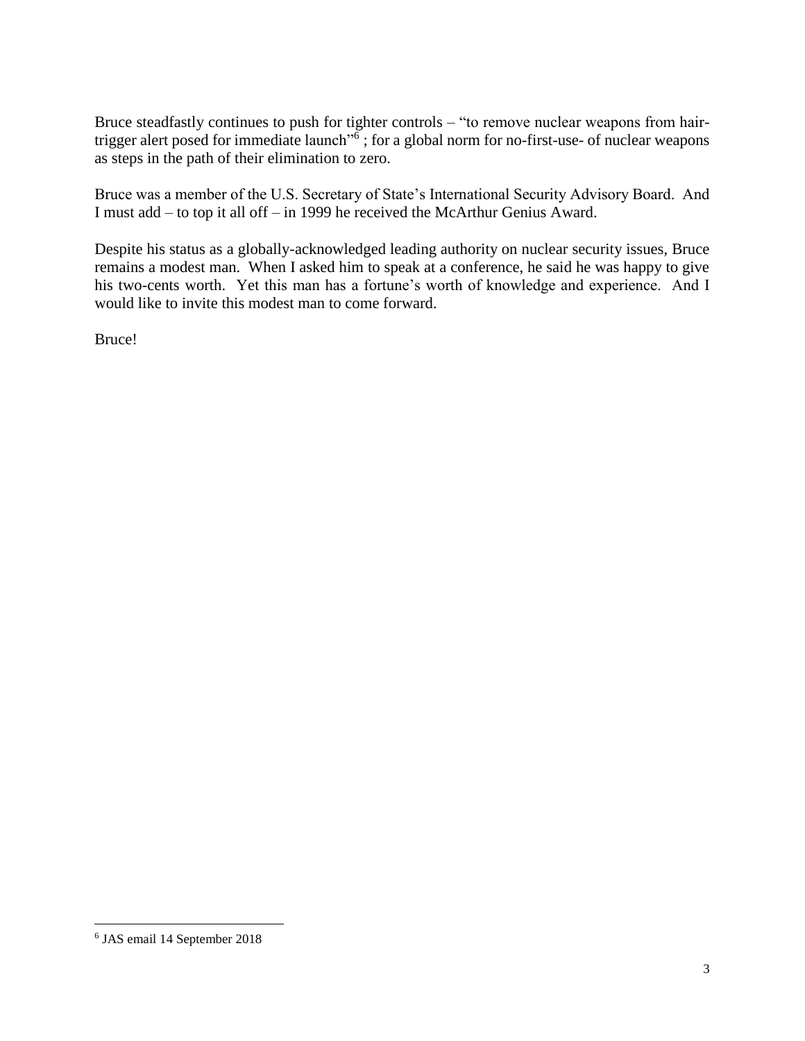Bruce steadfastly continues to push for tighter controls – "to remove nuclear weapons from hair-trigger alert posed for immediate launch"[6] ; for a global norm for no-first-use- of nuclear weapons as steps in the path of their elimination to zero.

Bruce was a member of the U.S. Secretary of State's International Security Advisory Board. And I must add – to top it all off – in 1999 he received the McArthur Genius Award.

Despite his status as a globally-acknowledged leading authority on nuclear security issues, Bruce remains a modest man. When I asked him to speak at a conference, he said he was happy to give his two-cents worth. Yet this man has a fortune's worth of knowledge and experience. And I would like to invite this modest man to come forward.

Bruce!

---

[6] JAS email 14 September 2018